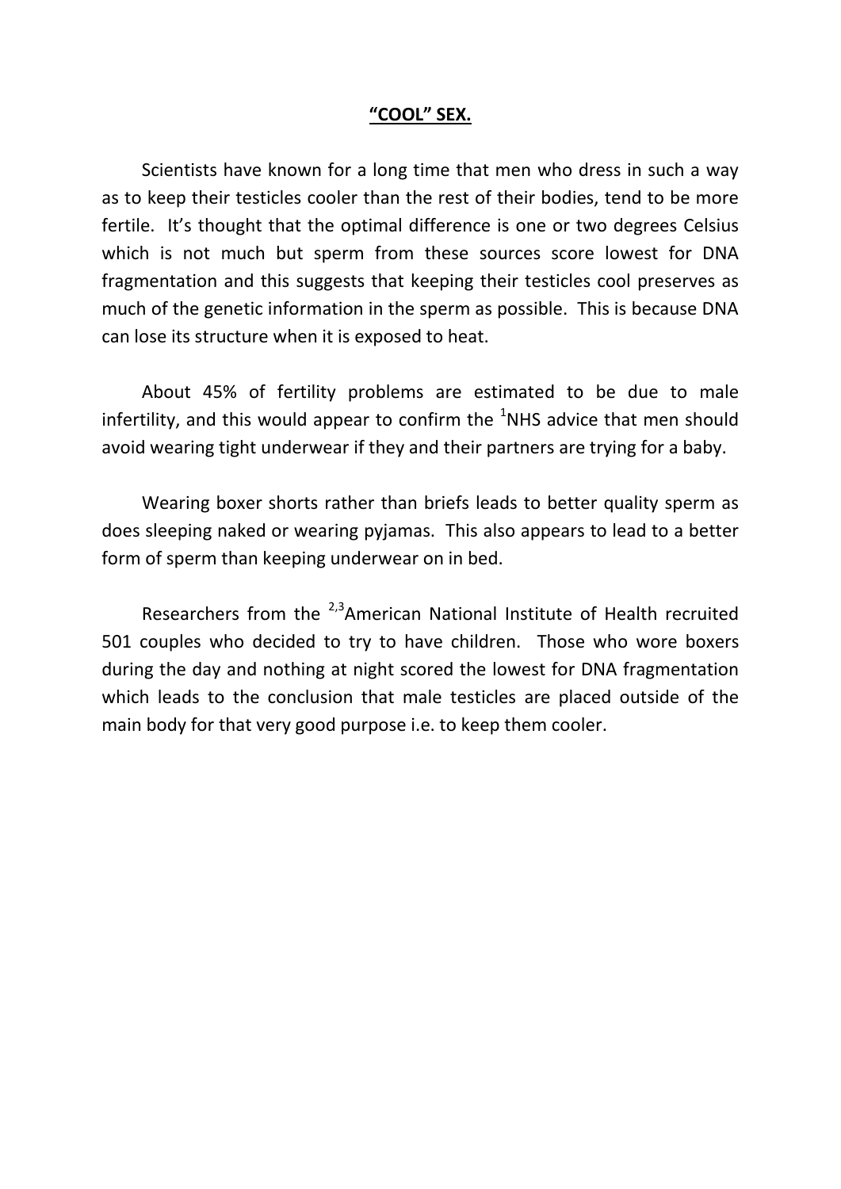# **"COOL" SEX.**

Scientists have known for a long time that men who dress in such a way as to keep their testicles cooler than the rest of their bodies, tend to be more fertile. It's thought that the optimal difference is one or two degrees Celsius which is not much but sperm from these sources score lowest for DNA fragmentation and this suggests that keeping their testicles cool preserves as much of the genetic information in the sperm as possible. This is because DNA can lose its structure when it is exposed to heat.

About 45% of fertility problems are estimated to be due to male infertility, and this would appear to confirm the [1]NHS advice that men should avoid wearing tight underwear if they and their partners are trying for a baby.

Wearing boxer shorts rather than briefs leads to better quality sperm as does sleeping naked or wearing pyjamas. This also appears to lead to a better form of sperm than keeping underwear on in bed.

Researchers from the [2,3]American National Institute of Health recruited 501 couples who decided to try to have children. Those who wore boxers during the day and nothing at night scored the lowest for DNA fragmentation which leads to the conclusion that male testicles are placed outside of the main body for that very good purpose i.e. to keep them cooler.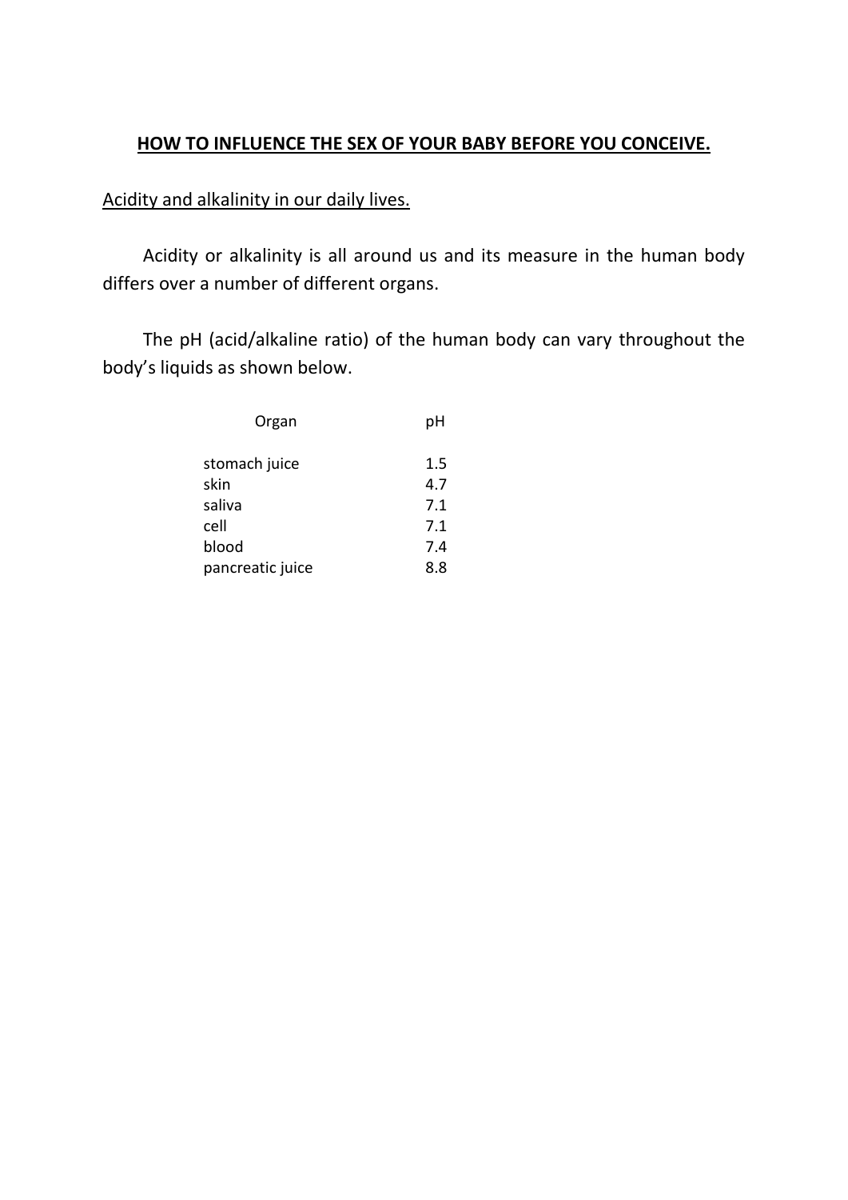## HOW TO INFLUENCE THE SEX OF YOUR BABY BEFORE YOU CONCEIVE.

### Acidity and alkalinity in our daily lives.

Acidity or alkalinity is all around us and its measure in the human body differs over a number of different organs.

The pH (acid/alkaline ratio) of the human body can vary throughout the body's liquids as shown below.

| Organ | pH |
|---|---|
| stomach juice | 1.5 |
| skin | 4.7 |
| saliva | 7.1 |
| cell | 7.1 |
| blood | 7.4 |
| pancreatic juice | 8.8 |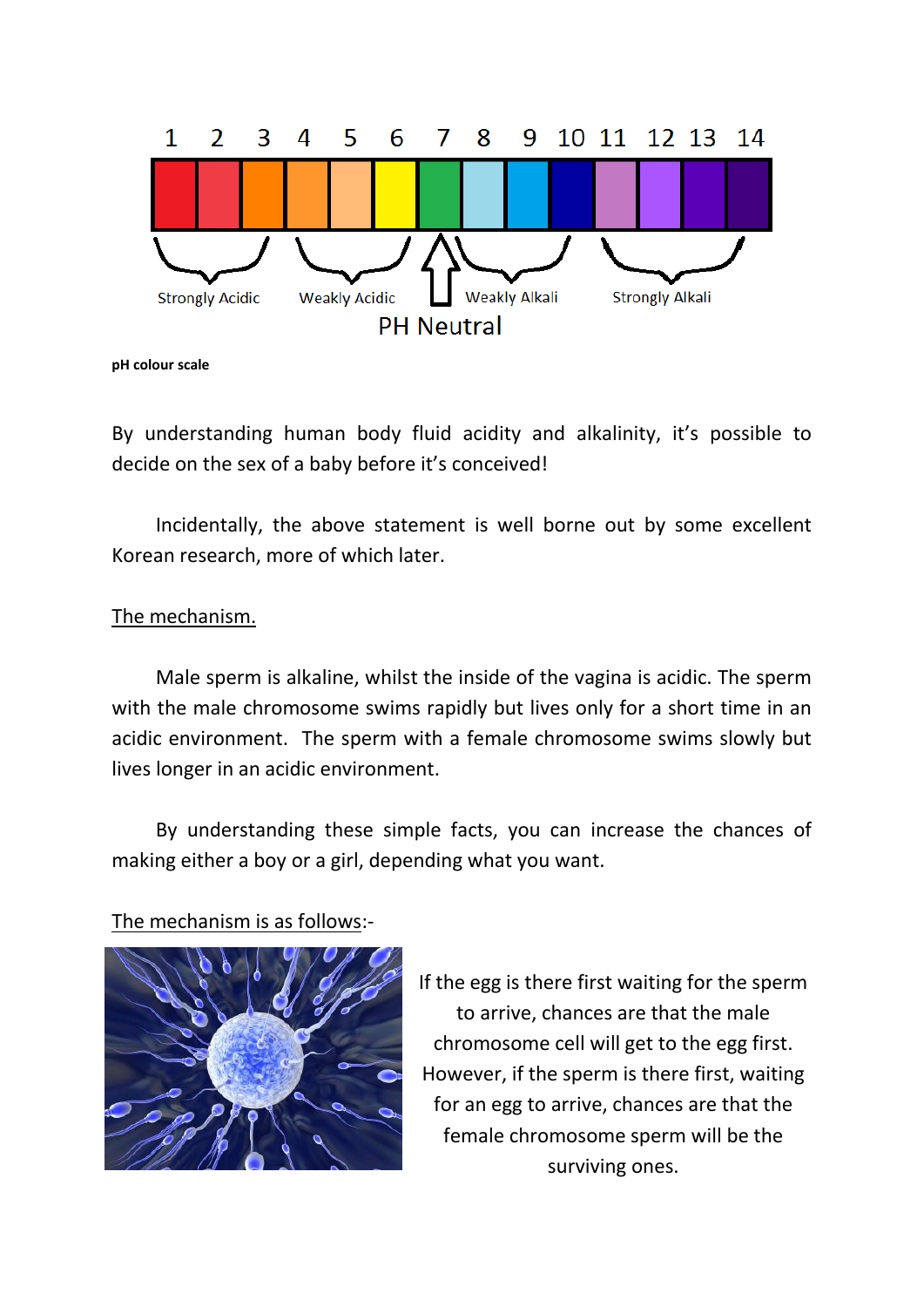pH colour scale

By understanding human body fluid acidity and alkalinity, it's possible to decide on the sex of a baby before it's conceived!

Incidentally, the above statement is well borne out by some excellent Korean research, more of which later.

The mechanism.

Male sperm is alkaline, whilst the inside of the vagina is acidic. The sperm with the male chromosome swims rapidly but lives only for a short time in an acidic environment. The sperm with a female chromosome swims slowly but lives longer in an acidic environment.

By understanding these simple facts, you can increase the chances of making either a boy or a girl, depending what you want.

The mechanism is as follows:-

If the egg is there first waiting for the sperm to arrive, chances are that the male chromosome cell will get to the egg first. However, if the sperm is there first, waiting for an egg to arrive, chances are that the female chromosome sperm will be the surviving ones.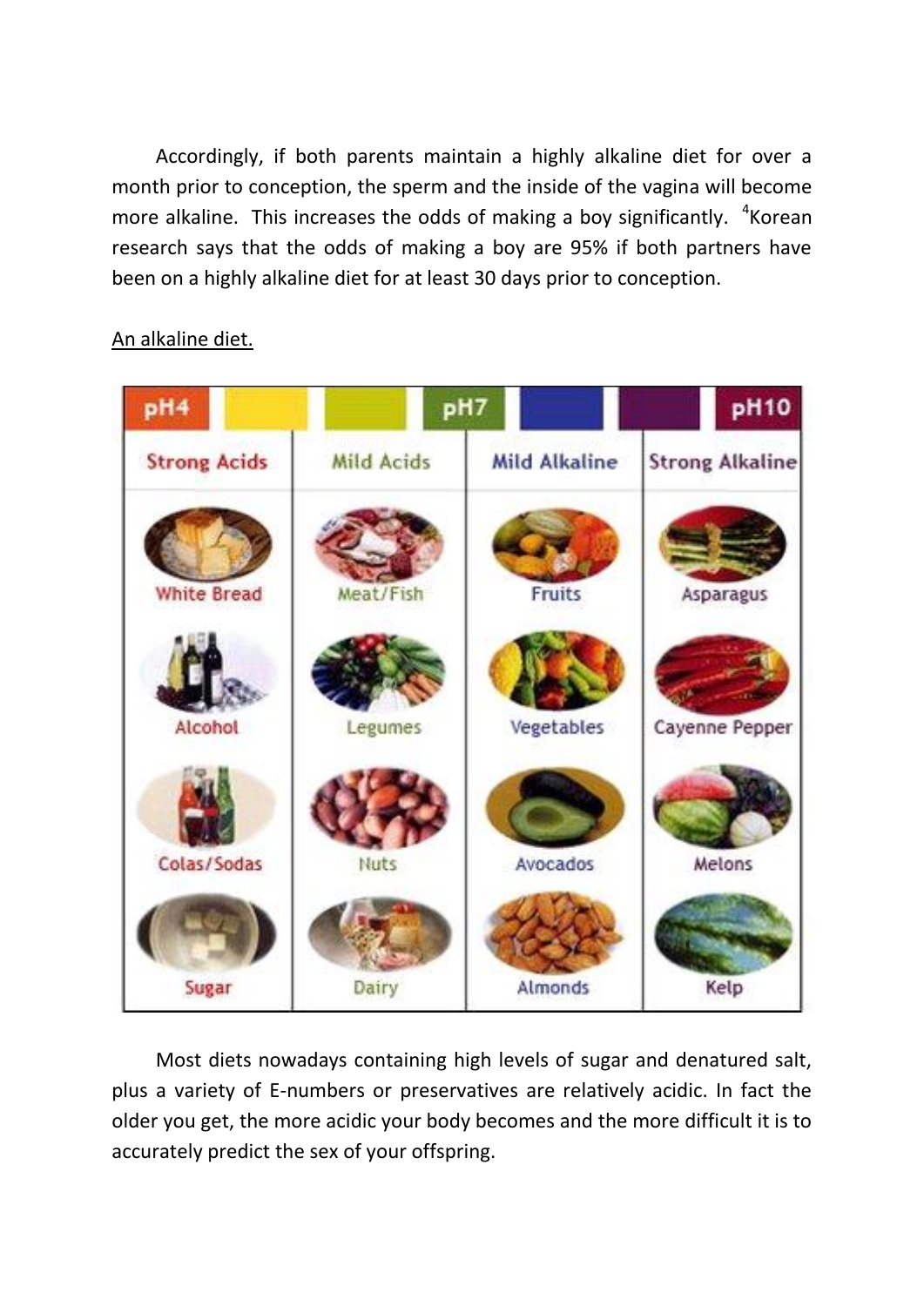Accordingly, if both parents maintain a highly alkaline diet for over a month prior to conception, the sperm and the inside of the vagina will become more alkaline. This increases the odds of making a boy significantly. [4]Korean research says that the odds of making a boy are 95% if both partners have been on a highly alkaline diet for at least 30 days prior to conception.

<u>An alkaline diet.</u>

| pH4 | | pH7 | pH10 |
|---|---|---|---|
| Strong Acids | Mild Acids | Mild Alkaline | Strong Alkaline |
| White Bread | Meat/Fish | Fruits | Asparagus |
| Alcohol | Legumes | Vegetables | Cayenne Pepper |
| Colas/Sodas | Nuts | Avocados | Melons |
| Sugar | Dairy | Almonds | Kelp |

Most diets nowadays containing high levels of sugar and denatured salt, plus a variety of E-numbers or preservatives are relatively acidic. In fact the older you get, the more acidic your body becomes and the more difficult it is to accurately predict the sex of your offspring.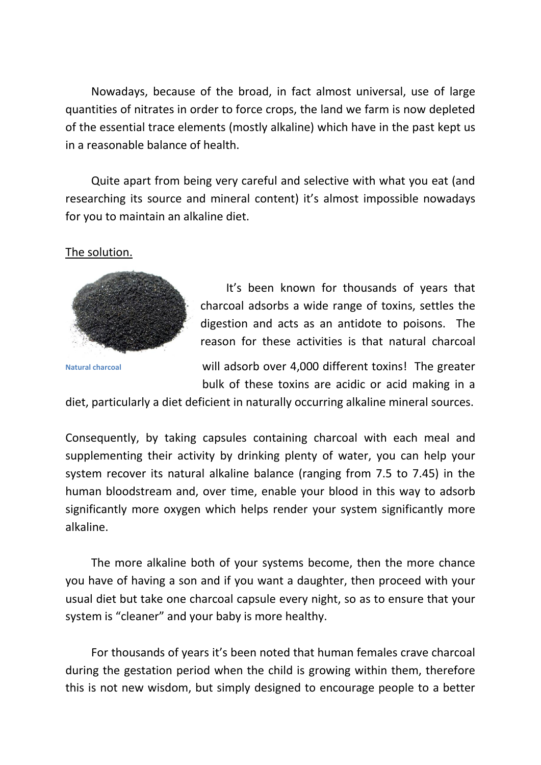Nowadays, because of the broad, in fact almost universal, use of large quantities of nitrates in order to force crops, the land we farm is now depleted of the essential trace elements (mostly alkaline) which have in the past kept us in a reasonable balance of health.

Quite apart from being very careful and selective with what you eat (and researching its source and mineral content) it's almost impossible nowadays for you to maintain an alkaline diet.

The solution.

Natural charcoal

It's been known for thousands of years that charcoal adsorbs a wide range of toxins, settles the digestion and acts as an antidote to poisons. The reason for these activities is that natural charcoal will adsorb over 4,000 different toxins! The greater bulk of these toxins are acidic or acid making in a diet, particularly a diet deficient in naturally occurring alkaline mineral sources.

Consequently, by taking capsules containing charcoal with each meal and supplementing their activity by drinking plenty of water, you can help your system recover its natural alkaline balance (ranging from 7.5 to 7.45) in the human bloodstream and, over time, enable your blood in this way to adsorb significantly more oxygen which helps render your system significantly more alkaline.

The more alkaline both of your systems become, then the more chance you have of having a son and if you want a daughter, then proceed with your usual diet but take one charcoal capsule every night, so as to ensure that your system is "cleaner" and your baby is more healthy.

For thousands of years it's been noted that human females crave charcoal during the gestation period when the child is growing within them, therefore this is not new wisdom, but simply designed to encourage people to a better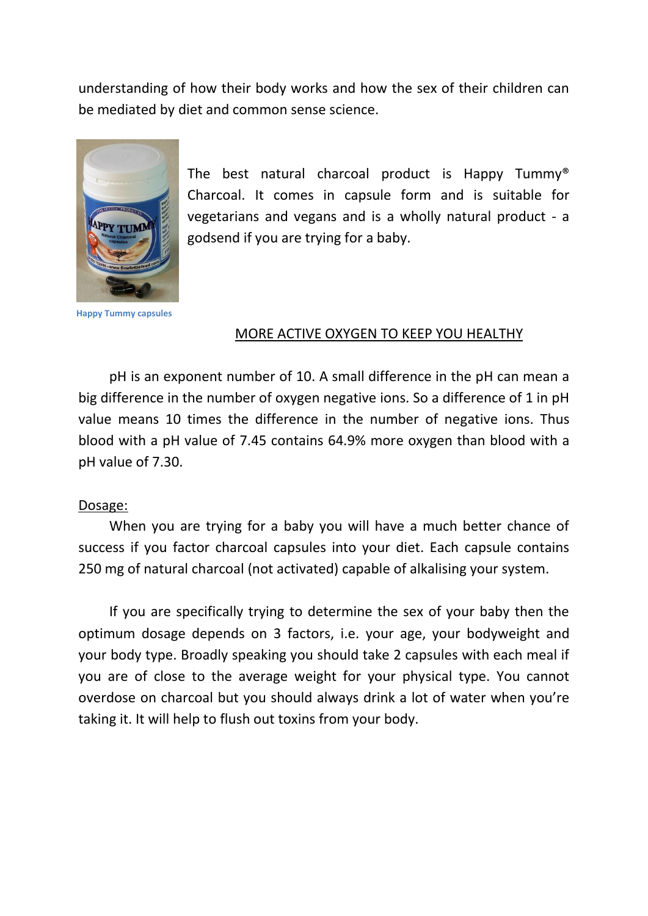understanding of how their body works and how the sex of their children can be mediated by diet and common sense science.

The best natural charcoal product is Happy Tummy® Charcoal. It comes in capsule form and is suitable for vegetarians and vegans and is a wholly natural product - a godsend if you are trying for a baby.

Happy Tummy capsules

## MORE ACTIVE OXYGEN TO KEEP YOU HEALTHY

pH is an exponent number of 10. A small difference in the pH can mean a big difference in the number of oxygen negative ions. So a difference of 1 in pH value means 10 times the difference in the number of negative ions. Thus blood with a pH value of 7.45 contains 64.9% more oxygen than blood with a pH value of 7.30.

Dosage:

When you are trying for a baby you will have a much better chance of success if you factor charcoal capsules into your diet. Each capsule contains 250 mg of natural charcoal (not activated) capable of alkalising your system.

If you are specifically trying to determine the sex of your baby then the optimum dosage depends on 3 factors, i.e. your age, your bodyweight and your body type. Broadly speaking you should take 2 capsules with each meal if you are of close to the average weight for your physical type. You cannot overdose on charcoal but you should always drink a lot of water when you're taking it. It will help to flush out toxins from your body.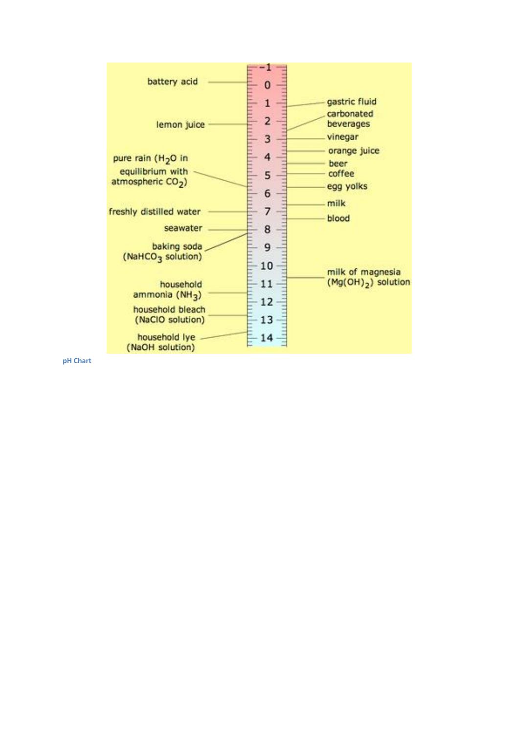battery acid — 0

gastric fluid — 1

lemon juice — 2

carbonated beverages — 2.5

vinegar — 3

orange juice — 3.5

beer — 4.5

coffee — 5

pure rain ($H_2O$ in equilibrium with atmospheric $CO_2$) — 5.6

egg yolks — 6

milk — 6.5

freshly distilled water — 7

blood — 7.4

seawater — 8

baking soda ($NaHCO_3$ solution) — 8.4

milk of magnesia ($Mg(OH)_2$) solution — 10.5

household ammonia ($NH_3$) — 11.5

household bleach ($NaClO$ solution) — 12.5

household lye ($NaOH$ solution) — 13.5

pH Chart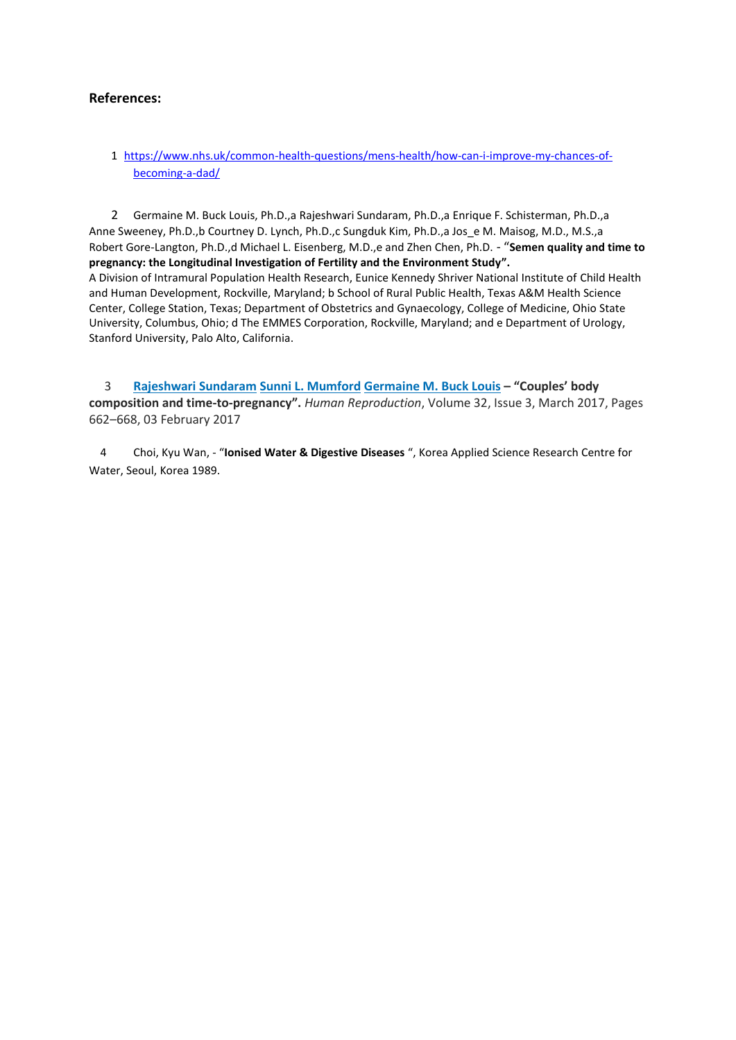**References:**

1. [https://www.nhs.uk/common-health-questions/mens-health/how-can-i-improve-my-chances-of-becoming-a-dad/](https://www.nhs.uk/common-health-questions/mens-health/how-can-i-improve-my-chances-of-becoming-a-dad/)

2. Germaine M. Buck Louis, Ph.D.,a Rajeshwari Sundaram, Ph.D.,a Enrique F. Schisterman, Ph.D.,a Anne Sweeney, Ph.D.,b Courtney D. Lynch, Ph.D.,c Sungduk Kim, Ph.D.,a Jos_e M. Maisog, M.D., M.S.,a Robert Gore-Langton, Ph.D.,d Michael L. Eisenberg, M.D.,e and Zhen Chen, Ph.D. - "**Semen quality and time to pregnancy: the Longitudinal Investigation of Fertility and the Environment Study".**
A Division of Intramural Population Health Research, Eunice Kennedy Shriver National Institute of Child Health and Human Development, Rockville, Maryland; b School of Rural Public Health, Texas A&M Health Science Center, College Station, Texas; Department of Obstetrics and Gynaecology, College of Medicine, Ohio State University, Columbus, Ohio; d The EMMES Corporation, Rockville, Maryland; and e Department of Urology, Stanford University, Palo Alto, California.

3. **Rajeshwari Sundaram Sunni L. Mumford Germaine M. Buck Louis – "Couples' body composition and time-to-pregnancy".** *Human Reproduction*, Volume 32, Issue 3, March 2017, Pages 662–668, 03 February 2017

4. Choi, Kyu Wan, - "**Ionised Water & Digestive Diseases** ", Korea Applied Science Research Centre for Water, Seoul, Korea 1989.